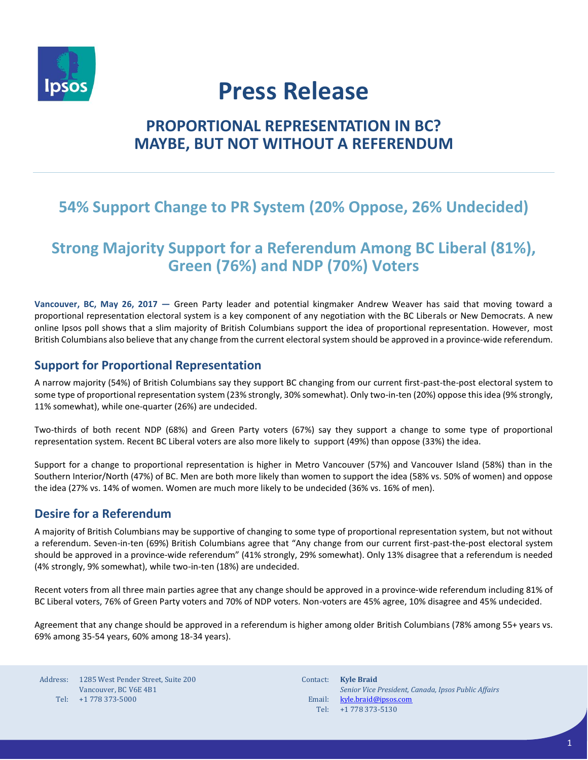# Press Release

## PROPORTIONAL REPRESENTATION IN BC? MAYBE, BUT NOT WITHOUT A REFERENDUM

## 54% Support Change to PR System (20% Oppose, 26% Undecided)

## Strong Majority Support for a Referendum Among BC Liberal (81%), Green (76%) and NDP (70%) Voters

**Vancouver, BC, May 26, 2017 —** Green Party leader and potential kingmaker Andrew Weaver has said that moving toward a proportional representation electoral system is a key component of any negotiation with the BC Liberals or New Democrats. A new online Ipsos poll shows that a slim majority of British Columbians support the idea of proportional representation. However, most British Columbians also believe that any change from the current electoral system should be approved in a province-wide referendum.

### Support for Proportional Representation

A narrow majority (54%) of British Columbians say they support BC changing from our current first-past-the-post electoral system to some type of proportional representation system (23% strongly, 30% somewhat). Only two-in-ten (20%) oppose this idea (9% strongly, 11% somewhat), while one-quarter (26%) are undecided.

Two-thirds of both recent NDP (68%) and Green Party voters (67%) say they support a change to some type of proportional representation system. Recent BC Liberal voters are also more likely to support (49%) than oppose (33%) the idea.

Support for a change to proportional representation is higher in Metro Vancouver (57%) and Vancouver Island (58%) than in the Southern Interior/North (47%) of BC. Men are both more likely than women to support the idea (58% vs. 50% of women) and oppose the idea (27% vs. 14% of women. Women are much more likely to be undecided (36% vs. 16% of men).

### Desire for a Referendum

A majority of British Columbians may be supportive of changing to some type of proportional representation system, but not without a referendum. Seven-in-ten (69%) British Columbians agree that "Any change from our current first-past-the-post electoral system should be approved in a province-wide referendum" (41% strongly, 29% somewhat). Only 13% disagree that a referendum is needed (4% strongly, 9% somewhat), while two-in-ten (18%) are undecided.

Recent voters from all three main parties agree that any change should be approved in a province-wide referendum including 81% of BC Liberal voters, 76% of Green Party voters and 70% of NDP voters. Non-voters are 45% agree, 10% disagree and 45% undecided.

Agreement that any change should be approved in a referendum is higher among older British Columbians (78% among 55+ years vs. 69% among 35-54 years, 60% among 18-34 years).

Address: 1285 West Pender Street, Suite 200
Vancouver, BC V6E 4B1
Tel: +1 778 373-5000

Contact: **Kyle Braid**
*Senior Vice President, Canada, Ipsos Public Affairs*
Email: kyle.braid@ipsos.com
Tel: +1 778 373-5130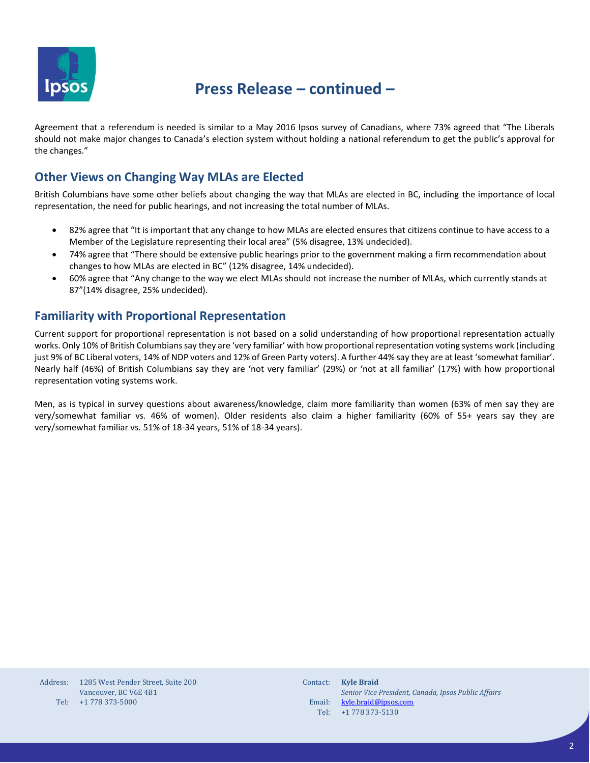Agreement that a referendum is needed is similar to a May 2016 Ipsos survey of Canadians, where 73% agreed that "The Liberals should not make major changes to Canada's election system without holding a national referendum to get the public's approval for the changes."

## Other Views on Changing Way MLAs are Elected

British Columbians have some other beliefs about changing the way that MLAs are elected in BC, including the importance of local representation, the need for public hearings, and not increasing the total number of MLAs.

- 82% agree that "It is important that any change to how MLAs are elected ensures that citizens continue to have access to a Member of the Legislature representing their local area" (5% disagree, 13% undecided).
- 74% agree that "There should be extensive public hearings prior to the government making a firm recommendation about changes to how MLAs are elected in BC" (12% disagree, 14% undecided).
- 60% agree that "Any change to the way we elect MLAs should not increase the number of MLAs, which currently stands at 87"(14% disagree, 25% undecided).

## Familiarity with Proportional Representation

Current support for proportional representation is not based on a solid understanding of how proportional representation actually works. Only 10% of British Columbians say they are 'very familiar' with how proportional representation voting systems work (including just 9% of BC Liberal voters, 14% of NDP voters and 12% of Green Party voters). A further 44% say they are at least 'somewhat familiar'. Nearly half (46%) of British Columbians say they are 'not very familiar' (29%) or 'not at all familiar' (17%) with how proportional representation voting systems work.

Men, as is typical in survey questions about awareness/knowledge, claim more familiarity than women (63% of men say they are very/somewhat familiar vs. 46% of women). Older residents also claim a higher familiarity (60% of 55+ years say they are very/somewhat familiar vs. 51% of 18-34 years, 51% of 18-34 years).

Address: 1285 West Pender Street, Suite 200
Vancouver, BC V6E 4B1
Tel: +1 778 373-5000

Contact: **Kyle Braid**
*Senior Vice President, Canada, Ipsos Public Affairs*
Email: kyle.braid@ipsos.com
Tel: +1 778 373-5130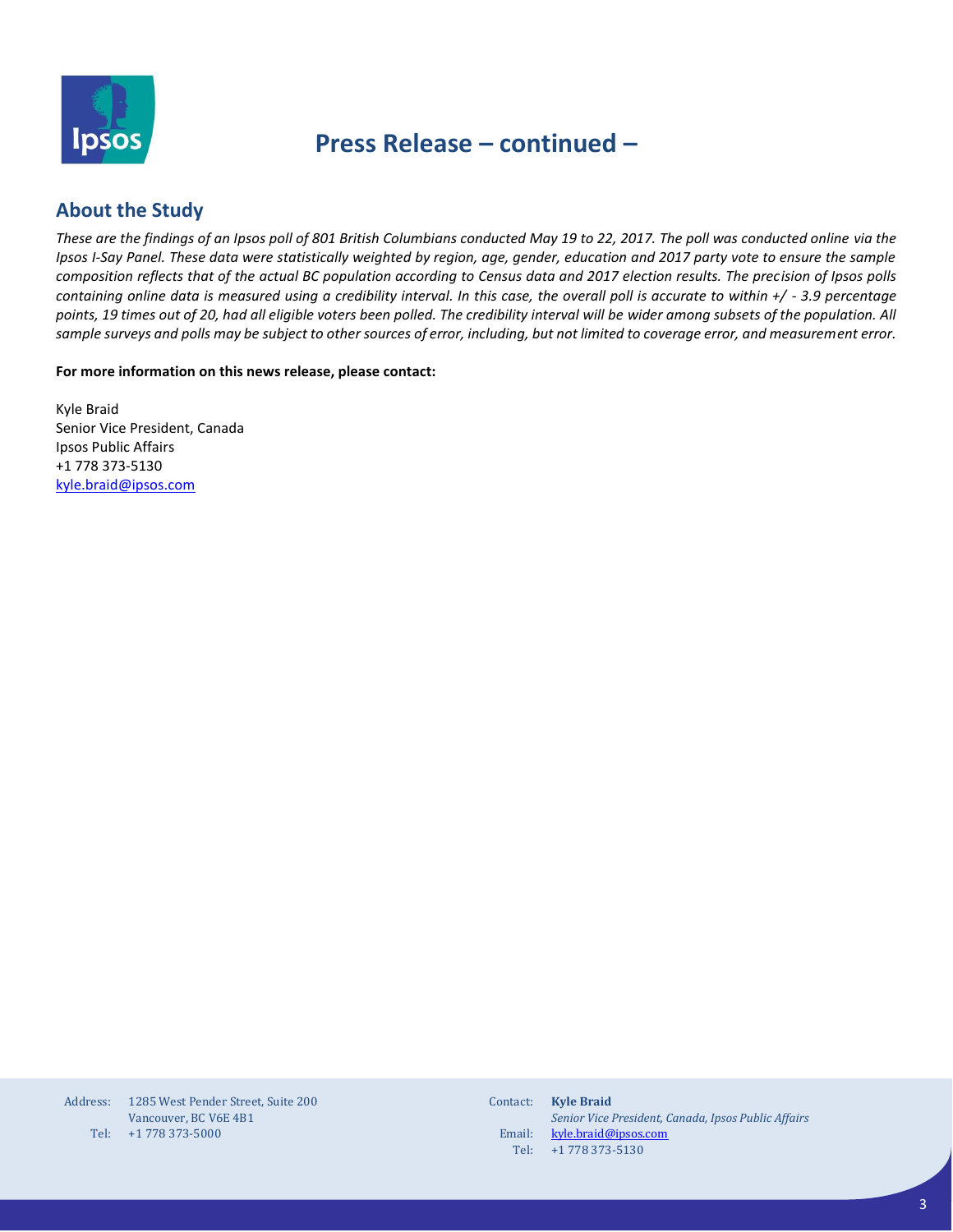# Press Release – continued –

## About the Study

*These are the findings of an Ipsos poll of 801 British Columbians conducted May 19 to 22, 2017. The poll was conducted online via the Ipsos I-Say Panel. These data were statistically weighted by region, age, gender, education and 2017 party vote to ensure the sample composition reflects that of the actual BC population according to Census data and 2017 election results. The precision of Ipsos polls containing online data is measured using a credibility interval. In this case, the overall poll is accurate to within +/ - 3.9 percentage points, 19 times out of 20, had all eligible voters been polled. The credibility interval will be wider among subsets of the population. All sample surveys and polls may be subject to other sources of error, including, but not limited to coverage error, and measurement error.*

**For more information on this news release, please contact:**

Kyle Braid
Senior Vice President, Canada
Ipsos Public Affairs
+1 778 373-5130
kyle.braid@ipsos.com

Address: 1285 West Pender Street, Suite 200
Vancouver, BC V6E 4B1
Tel: +1 778 373-5000

Contact: **Kyle Braid**
*Senior Vice President, Canada, Ipsos Public Affairs*
Email: kyle.braid@ipsos.com
Tel: +1 778 373-5130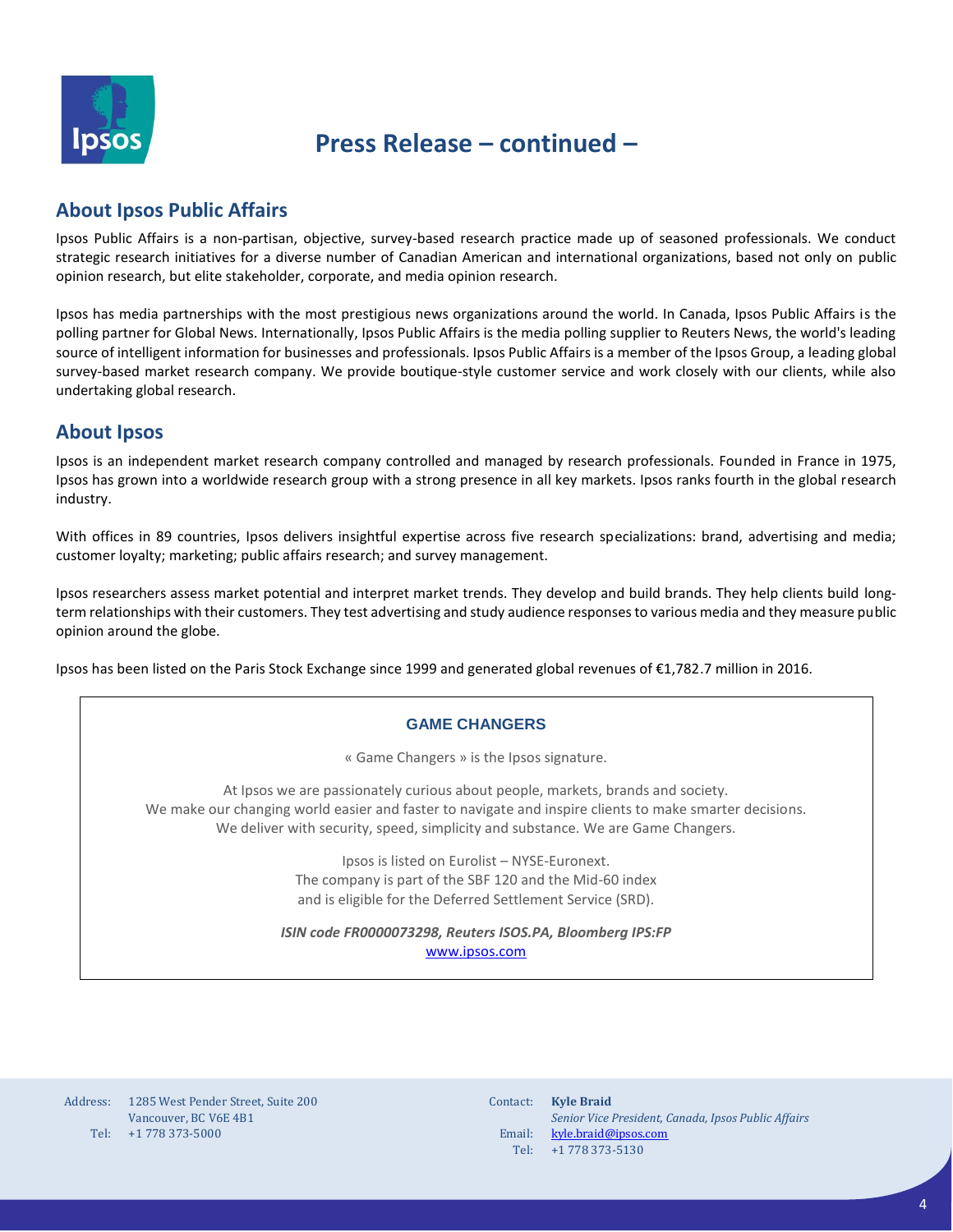# Press Release – continued –

## About Ipsos Public Affairs

Ipsos Public Affairs is a non-partisan, objective, survey-based research practice made up of seasoned professionals. We conduct strategic research initiatives for a diverse number of Canadian American and international organizations, based not only on public opinion research, but elite stakeholder, corporate, and media opinion research.

Ipsos has media partnerships with the most prestigious news organizations around the world. In Canada, Ipsos Public Affairs is the polling partner for Global News. Internationally, Ipsos Public Affairs is the media polling supplier to Reuters News, the world's leading source of intelligent information for businesses and professionals. Ipsos Public Affairs is a member of the Ipsos Group, a leading global survey-based market research company. We provide boutique-style customer service and work closely with our clients, while also undertaking global research.

## About Ipsos

Ipsos is an independent market research company controlled and managed by research professionals. Founded in France in 1975, Ipsos has grown into a worldwide research group with a strong presence in all key markets. Ipsos ranks fourth in the global research industry.

With offices in 89 countries, Ipsos delivers insightful expertise across five research specializations: brand, advertising and media; customer loyalty; marketing; public affairs research; and survey management.

Ipsos researchers assess market potential and interpret market trends. They develop and build brands. They help clients build long-term relationships with their customers. They test advertising and study audience responses to various media and they measure public opinion around the globe.

Ipsos has been listed on the Paris Stock Exchange since 1999 and generated global revenues of €1,782.7 million in 2016.

### GAME CHANGERS

« Game Changers » is the Ipsos signature.

At Ipsos we are passionately curious about people, markets, brands and society.
We make our changing world easier and faster to navigate and inspire clients to make smarter decisions.
We deliver with security, speed, simplicity and substance. We are Game Changers.

Ipsos is listed on Eurolist – NYSE-Euronext.
The company is part of the SBF 120 and the Mid-60 index
and is eligible for the Deferred Settlement Service (SRD).

*ISIN code FR0000073298, Reuters ISOS.PA, Bloomberg IPS:FP*
www.ipsos.com

Address: 1285 West Pender Street, Suite 200
Vancouver, BC V6E 4B1
Tel: +1 778 373-5000

Contact: **Kyle Braid**
*Senior Vice President, Canada, Ipsos Public Affairs*
Email: kyle.braid@ipsos.com
Tel: +1 778 373-5130